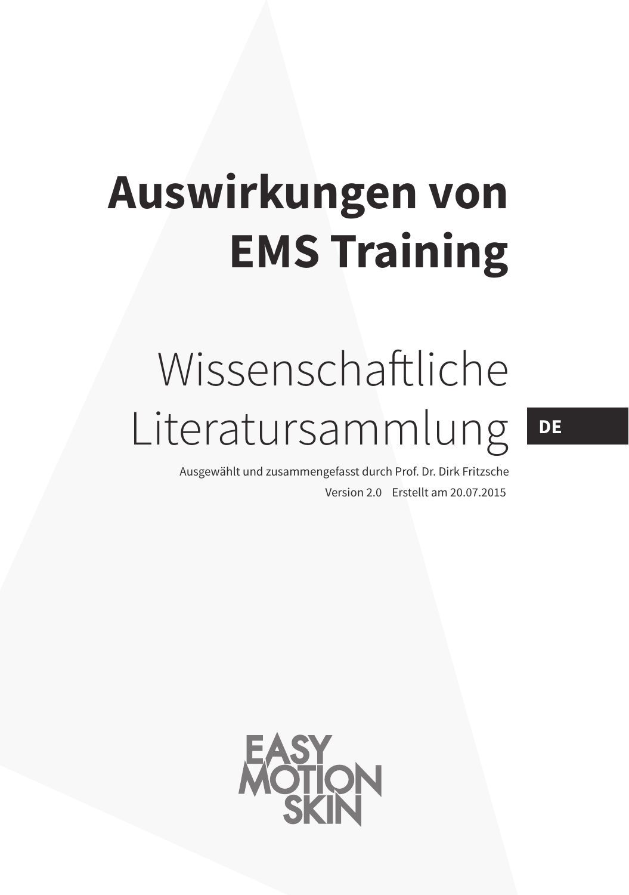# Auswirkungen von EMS Training

## Wissenschaftliche Literatursammlung

DE

Ausgewählt und zusammengefasst durch Prof. Dr. Dirk Fritzsche

Version 2.0 Erstellt am 20.07.2015

EASY MOTION SKIN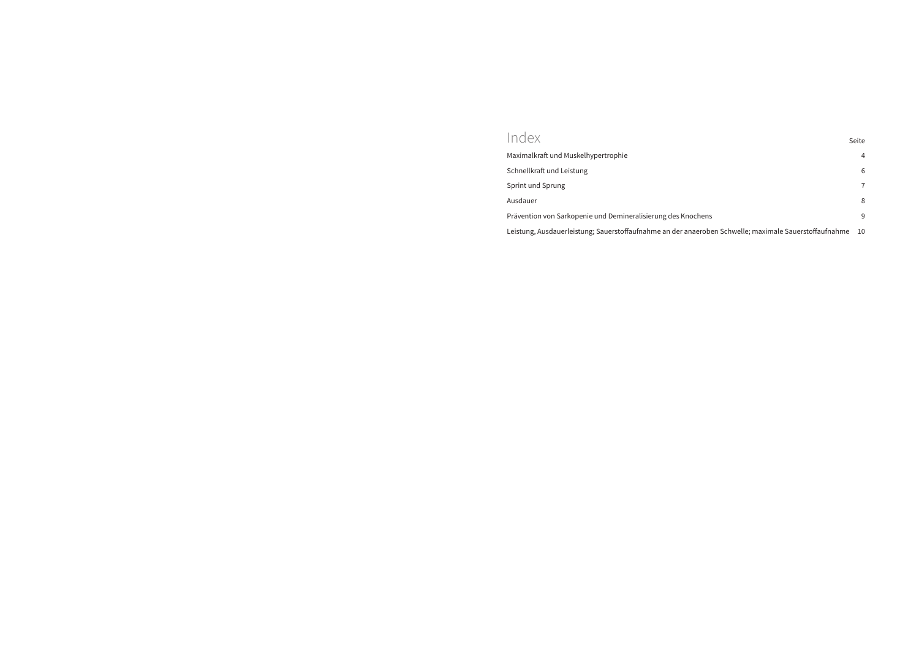# Index

| | Seite |
|---|---|
| Maximalkraft und Muskelhypertrophie | 4 |
| Schnellkraft und Leistung | 6 |
| Sprint und Sprung | 7 |
| Ausdauer | 8 |
| Prävention von Sarkopenie und Demineralisierung des Knochens | 9 |
| Leistung, Ausdauerleistung; Sauerstoffaufnahme an der anaeroben Schwelle; maximale Sauerstoffaufnahme | 10 |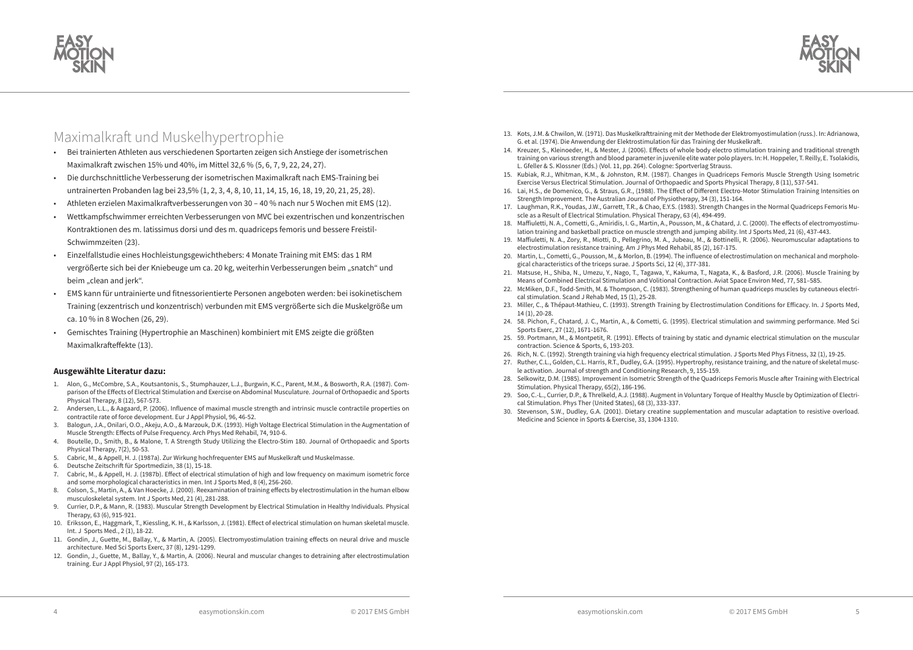## Maximalkraft und Muskelhypertrophie

- Bei trainierten Athleten aus verschiedenen Sportarten zeigen sich Anstiege der isometrischen Maximalkraft zwischen 15% und 40%, im Mittel 32,6 % (5, 6, 7, 9, 22, 24, 27).
- Die durchschnittliche Verbesserung der isometrischen Maximalkraft nach EMS-Training bei untrainierten Probanden lag bei 23,5% (1, 2, 3, 4, 8, 10, 11, 14, 15, 16, 18, 19, 20, 21, 25, 28).
- Athleten erzielen Maximalkraftverbesserungen von 30 – 40 % nach nur 5 Wochen mit EMS (12).
- Wettkampfschwimmer erreichten Verbesserungen von MVC bei exzentrischen und konzentrischen Kontraktionen des m. latissimus dorsi und des m. quadriceps femoris und bessere Freistil-Schwimmzeiten (23).
- Einzelfallstudie eines Hochleistungsgewichthebers: 4 Monate Training mit EMS: das 1 RM vergrößerte sich bei der Kniebeuge um ca. 20 kg, weiterhin Verbesserungen beim „snatch" und beim „clean and jerk".
- EMS kann für untrainierte und fitnessorientierte Personen angeboten werden: bei isokinetischem Training (exzentrisch und konzentrisch) verbunden mit EMS vergrößerte sich die Muskelgröße um ca. 10 % in 8 Wochen (26, 29).
- Gemischtes Training (Hypertrophie an Maschinen) kombiniert mit EMS zeigte die größten Maximalkrafteffekte (13).

### Ausgewählte Literatur dazu:

1. Alon, G., McCombre, S.A., Koutsantonis, S., Stumphauzer, L.J., Burgwin, K.C., Parent, M.M., & Bosworth, R.A. (1987). Comparison of the Effects of Electrical Stimulation and Exercise on Abdominal Musculature. Journal of Orthopaedic and Sports Physical Therapy, 8 (12), 567-573.
2. Andersen, L.L., & Aagaard, P. (2006). Influence of maximal muscle strength and intrinsic muscle contractile properties on contractile rate of force development. Eur J Appl Physiol, 96, 46-52.
3. Balogun, J.A., Onilari, O.O., Akeju, A.O., & Marzouk, D.K. (1993). High Voltage Electrical Stimulation in the Augmentation of Muscle Strength: Effects of Pulse Frequency. Arch Phys Med Rehabil, 74, 910-6.
4. Boutelle, D., Smith, B., & Malone, T. A Strength Study Utilizing the Electro-Stim 180. Journal of Orthopaedic and Sports Physical Therapy, 7(2), 50-53.
5. Cabric, M., & Appell, H. J. (1987a). Zur Wirkung hochfrequenter EMS auf Muskelkraft und Muskelmasse.
6. Deutsche Zeitschrift für Sportmedizin, 38 (1), 15-18.
7. Cabric, M., & Appell, H. J. (1987b). Effect of electrical stimulation of high and low frequency on maximum isometric force and some morphological characteristics in men. Int J Sports Med, 8 (4), 256-260.
8. Colson, S., Martin, A., & Van Hoecke, J. (2000). Reexamination of training effects by electrostimulation in the human elbow musculoskeletal system. Int J Sports Med, 21 (4), 281-288.
9. Currier, D.P., & Mann, R. (1983). Muscular Strength Development by Electrical Stimulation in Healthy Individuals. Physical Therapy, 63 (6), 915-921.
10. Eriksson, E., Haggmark, T., Kiessling, K. H., & Karlsson, J. (1981). Effect of electrical stimulation on human skeletal muscle. Int. J Sports Med., 2 (1), 18-22.
11. Gondin, J., Guette, M., Ballay, Y., & Martin, A. (2005). Electromyostimulation training effects on neural drive and muscle architecture. Med Sci Sports Exerc, 37 (8), 1291-1299.
12. Gondin, J., Guette, M., Ballay, Y., & Martin, A. (2006). Neural and muscular changes to detraining after electrostimulation training. Eur J Appl Physiol, 97 (2), 165-173.
13. Kots, J.M. & Chwilon, W. (1971). Das Muskelkrafttraining mit der Methode der Elektromyostimulation (russ.). In: Adrianowa, G. et al. (1974). Die Anwendung der Elektrostimulation für das Training der Muskelkraft.
14. Kreuzer, S., Kleinoeder, H., & Mester, J. (2006). Effects of whole body electro stimulation training and traditional strength training on various strength and blood parameter in juvenile elite water polo players. In: H. Hoppeler, T. Reilly, E. Tsolakidis, L. Gfeller & S. Klossner (Eds.) (Vol. 11, pp. 264). Cologne: Sportverlag Strauss.
15. Kubiak, R.J., Whitman, K.M., & Johnston, R.M. (1987). Changes in Quadriceps Femoris Muscle Strength Using Isometric Exercise Versus Electrical Stimulation. Journal of Orthopaedic and Sports Physical Therapy, 8 (11), 537-541.
16. Lai, H.S., de Domenico, G., & Straus, G.R., (1988). The Effect of Different Electro-Motor Stimulation Training Intensities on Strength Improvement. The Australian Journal of Physiotherapy, 34 (3), 151-164.
17. Laughman, R.K., Youdas, J.W., Garrett, T.R., & Chao, E.Y.S. (1983). Strength Changes in the Normal Quadriceps Femoris Muscle as a Result of Electrical Stimulation. Physical Therapy, 63 (4), 494-499.
18. Maffiuletti, N. A., Cometti, G., Amiridis, I. G., Martin, A., Pousson, M., & Chatard, J. C. (2000). The effects of electromyostimulation training and basketball practice on muscle strength and jumping ability. Int J Sports Med, 21 (6), 437-443.
19. Maffiuletti, N. A., Zory, R., Miotti, D., Pellegrino, M. A., Jubeau, M., & Bottinelli, R. (2006). Neuromuscular adaptations to electrostimulation resistance training. Am J Phys Med Rehabil, 85 (2), 167-175.
20. Martin, L., Cometti, G., Pousson, M., & Morlon, B. (1994). The influence of electrostimulation on mechanical and morphological characteristics of the triceps surae. J Sports Sci, 12 (4), 377-381.
21. Matsuse, H., Shiba, N., Umezu, Y., Nago, T., Tagawa, Y., Kakuma, T., Nagata, K., & Basford, J.R. (2006). Muscle Training by Means of Combined Electrical Stimulation and Volitional Contraction. Aviat Space Environ Med, 77, 581–585.
22. McMiken, D.F., Todd-Smith, M. & Thompson, C. (1983). Strengthening of human quadriceps muscles by cutaneous electrical stimulation. Scand J Rehab Med, 15 (1), 25-28.
23. Miller, C., & Thépaut-Mathieu, C. (1993). Strength Training by Electrostimulation Conditions for Efficacy. In. J Sports Med, 14 (1), 20-28.
24. 58. Pichon, F., Chatard, J. C., Martin, A., & Cometti, G. (1995). Electrical stimulation and swimming performance. Med Sci Sports Exerc, 27 (12), 1671-1676.
25. 59. Portmann, M., & Montpetit, R. (1991). Effects of training by static and dynamic electrical stimulation on the muscular contraction. Science & Sports, 6, 193-203.
26. Rich, N. C. (1992). Strength training via high frequency electrical stimulation. J Sports Med Phys Fitness, 32 (1), 19-25.
27. Ruther, C.L., Golden, C.L. Harris, R.T., Dudley, G.A. (1995). Hypertrophy, resistance training, and the nature of skeletal muscle activation. Journal of strength and Conditioning Research, 9, 155-159.
28. Selkowitz, D.M. (1985). Improvement in Isometric Strength of the Quadriceps Femoris Muscle after Training with Electrical Stimulation. Physical Therapy, 65(2), 186-196.
29. Soo, C.-L., Currier, D.P., & Threlkeld, A.J. (1988). Augment in Voluntary Torque of Healthy Muscle by Optimization of Electrical Stimulation. Phys Ther (United States), 68 (3), 333-337.
30. Stevenson, S.W., Dudley, G.A. (2001). Dietary creatine supplementation and muscular adaptation to resistive overload. Medicine and Science in Sports & Exercise, 33, 1304-1310.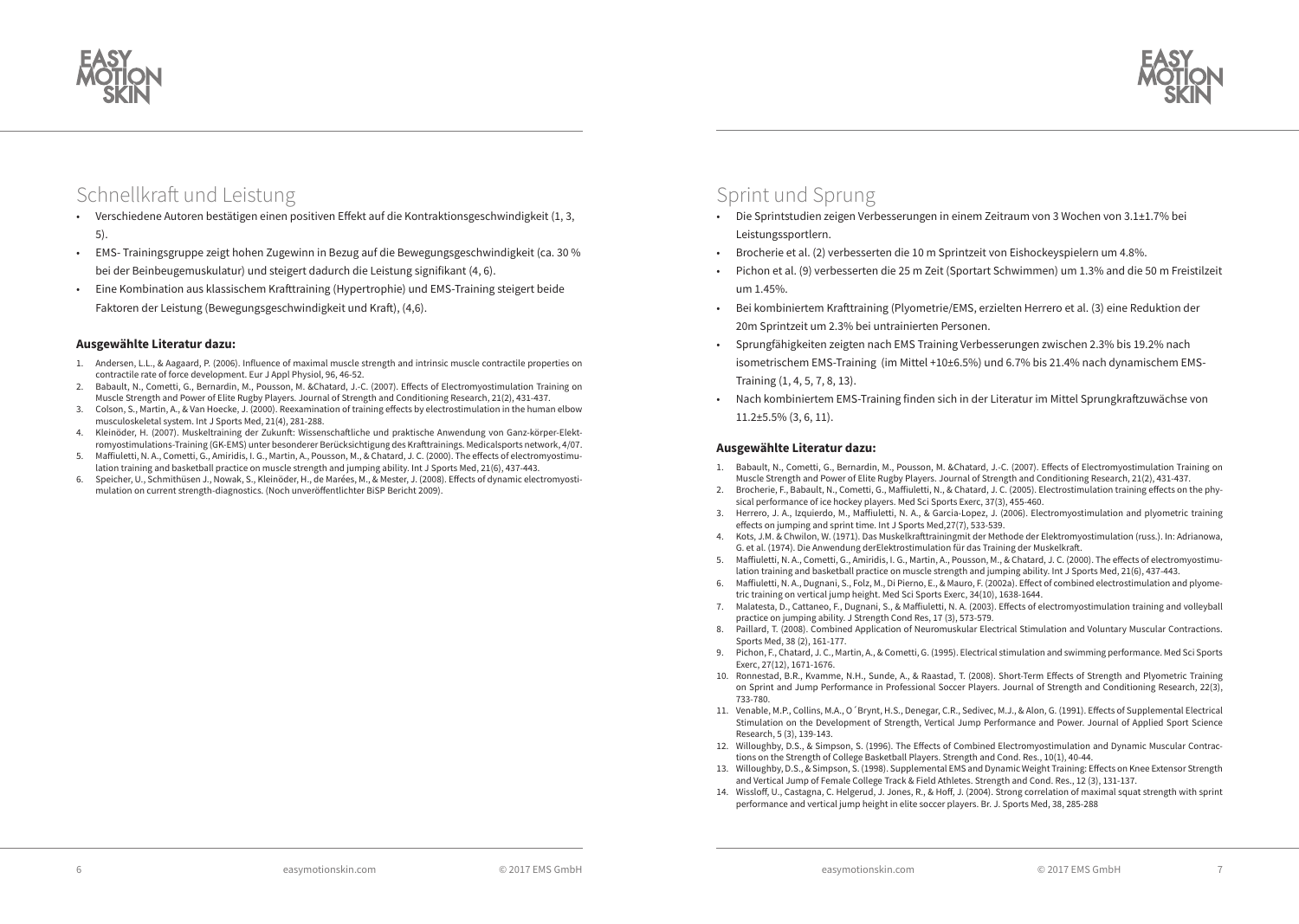## Schnellkraft und Leistung

- Verschiedene Autoren bestätigen einen positiven Effekt auf die Kontraktionsgeschwindigkeit (1, 3, 5).
- EMS- Trainingsgruppe zeigt hohen Zugewinn in Bezug auf die Bewegungsgeschwindigkeit (ca. 30 % bei der Beinbeugemuskulatur) und steigert dadurch die Leistung signifikant (4, 6).
- Eine Kombination aus klassischem Krafttraining (Hypertrophie) und EMS-Training steigert beide Faktoren der Leistung (Bewegungsgeschwindigkeit und Kraft), (4,6).

### Ausgewählte Literatur dazu:

1. Andersen, L.L., & Aagaard, P. (2006). Influence of maximal muscle strength and intrinsic muscle contractile properties on contractile rate of force development. Eur J Appl Physiol, 96, 46-52.
2. Babault, N., Cometti, G., Bernardin, M., Pousson, M. &Chatard, J.-C. (2007). Effects of Electromyostimulation Training on Muscle Strength and Power of Elite Rugby Players. Journal of Strength and Conditioning Research, 21(2), 431-437.
3. Colson, S., Martin, A., & Van Hoecke, J. (2000). Reexamination of training effects by electrostimulation in the human elbow musculoskeletal system. Int J Sports Med, 21(4), 281-288.
4. Kleinöder, H. (2007). Muskeltraining der Zukunft: Wissenschaftliche und praktische Anwendung von Ganz-körper-Elektromyostimulations-Training (GK-EMS) unter besonderer Berücksichtigung des Krafttrainings. Medicalsports network, 4/07.
5. Maffiuletti, N. A., Cometti, G., Amiridis, I. G., Martin, A., Pousson, M., & Chatard, J. C. (2000). The effects of electromyostimulation training and basketball practice on muscle strength and jumping ability. Int J Sports Med, 21(6), 437-443.
6. Speicher, U., Schmithüsen J., Nowak, S., Kleinöder, H., de Marées, M., & Mester, J. (2008). Effects of dynamic electromyostimulation on current strength-diagnostics. (Noch unveröffentlichter BiSP Bericht 2009).

## Sprint und Sprung

- Die Sprintstudien zeigen Verbesserungen in einem Zeitraum von 3 Wochen von 3.1±1.7% bei Leistungssportlern.
- Brocherie et al. (2) verbesserten die 10 m Sprintzeit von Eishockeyspielern um 4.8%.
- Pichon et al. (9) verbesserten die 25 m Zeit (Sportart Schwimmen) um 1.3% und die 50 m Freistilzeit um 1.45%.
- Bei kombiniertem Krafttraining (Plyometrie/EMS, erzielten Herrero et al. (3) eine Reduktion der 20m Sprintzeit um 2.3% bei untrainierten Personen.
- Sprungfähigkeiten zeigten nach EMS Training Verbesserungen zwischen 2.3% bis 19.2% nach isometrischem EMS-Training (im Mittel +10±6.5%) und 6.7% bis 21.4% nach dynamischem EMS-Training (1, 4, 5, 7, 8, 13).
- Nach kombiniertem EMS-Training finden sich in der Literatur im Mittel Sprungkraftzuwächse von 11.2±5.5% (3, 6, 11).

### Ausgewählte Literatur dazu:

1. Babault, N., Cometti, G., Bernardin, M., Pousson, M. &Chatard, J.-C. (2007). Effects of Electromyostimulation Training on Muscle Strength and Power of Elite Rugby Players. Journal of Strength and Conditioning Research, 21(2), 431-437.
2. Brocherie, F., Babault, N., Cometti, G., Maffiuletti, N., & Chatard, J. C. (2005). Electrostimulation training effects on the physical performance of ice hockey players. Med Sci Sports Exerc, 37(3), 455-460.
3. Herrero, J. A., Izquierdo, M., Maffiuletti, N. A., & Garcia-Lopez, J. (2006). Electromyostimulation and plyometric training effects on jumping and sprint time. Int J Sports Med,27(7), 533-539.
4. Kots, J.M. & Chwilon, W. (1971). Das Muskelkrafttrainingmit der Methode der Elektromyostimulation (russ.). In: Adrianowa, G. et al. (1974). Die Anwendung derElektrostimulation für das Training der Muskelkraft.
5. Maffiuletti, N. A., Cometti, G., Amiridis, I. G., Martin, A., Pousson, M., & Chatard, J. C. (2000). The effects of electromyostimulation training and basketball practice on muscle strength and jumping ability. Int J Sports Med, 21(6), 437-443.
6. Maffiuletti, N. A., Dugnani, S., Folz, M., Di Pierno, E., & Mauro, F. (2002a). Effect of combined electrostimulation and plyometric training on vertical jump height. Med Sci Sports Exerc, 34(10), 1638-1644.
7. Malatesta, D., Cattaneo, F., Dugnani, S., & Maffiuletti, N. A. (2003). Effects of electromyostimulation training and volleyball practice on jumping ability. J Strength Cond Res, 17 (3), 573-579.
8. Paillard, T. (2008). Combined Application of Neuromuskular Electrical Stimulation and Voluntary Muscular Contractions. Sports Med, 38 (2), 161-177.
9. Pichon, F., Chatard, J. C., Martin, A., & Cometti, G. (1995). Electrical stimulation and swimming performance. Med Sci Sports Exerc, 27(12), 1671-1676.
10. Ronnestad, B.R., Kvamme, N.H., Sunde, A., & Raastad, T. (2008). Short-Term Effects of Strength and Plyometric Training on Sprint and Jump Performance in Professional Soccer Players. Journal of Strength and Conditioning Research, 22(3), 733-780.
11. Venable, M.P., Collins, M.A., O´Brynt, H.S., Denegar, C.R., Sedivec, M.J., & Alon, G. (1991). Effects of Supplemental Electrical Stimulation on the Development of Strength, Vertical Jump Performance and Power. Journal of Applied Sport Science Research, 5 (3), 139-143.
12. Willoughby, D.S., & Simpson, S. (1996). The Effects of Combined Electromyostimulation and Dynamic Muscular Contractions on the Strength of College Basketball Players. Strength and Cond. Res., 10(1), 40-44.
13. Willoughby, D.S., & Simpson, S. (1998). Supplemental EMS and Dynamic Weight Training: Effects on Knee Extensor Strength and Vertical Jump of Female College Track & Field Athletes. Strength and Cond. Res., 12 (3), 131-137.
14. Wissloff, U., Castagna, C. Helgerud, J. Jones, R., & Hoff, J. (2004). Strong correlation of maximal squat strength with sprint performance and vertical jump height in elite soccer players. Br. J. Sports Med, 38, 285-288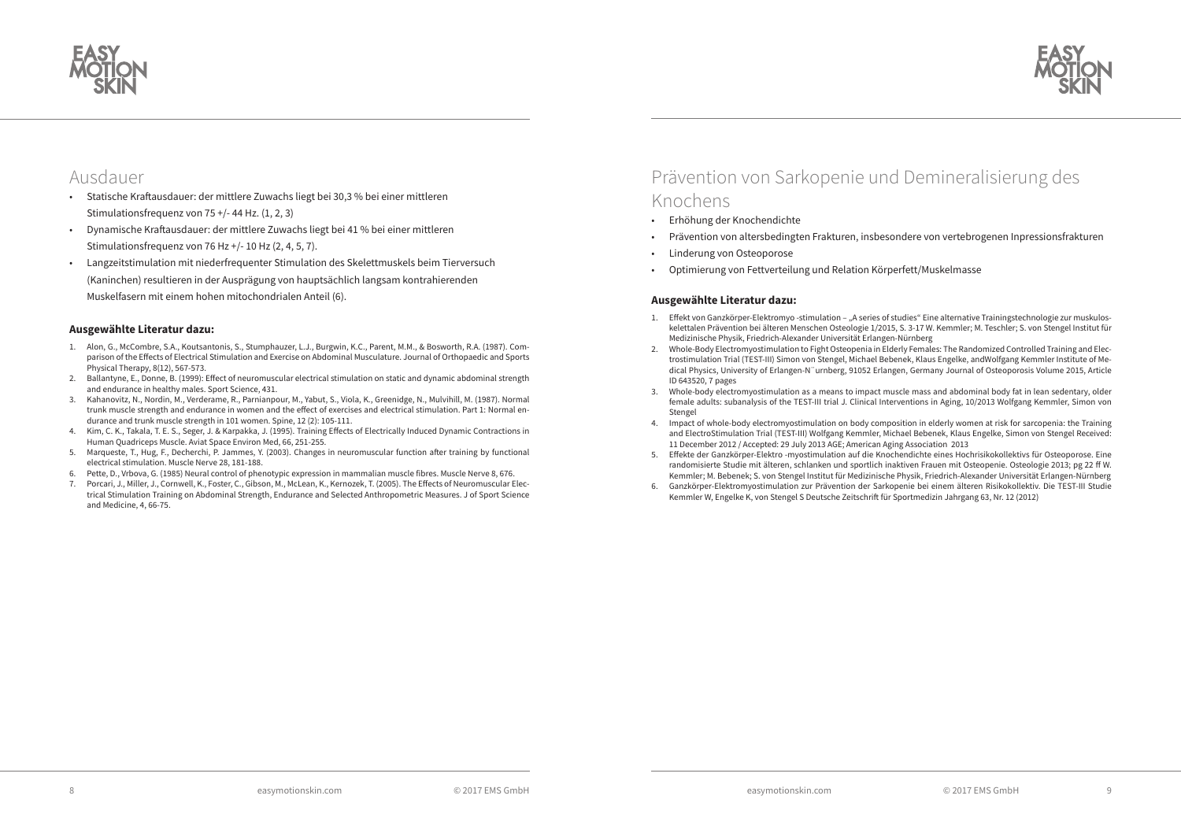## Ausdauer

- Statische Kraftausdauer: der mittlere Zuwachs liegt bei 30,3 % bei einer mittleren Stimulationsfrequenz von 75 +/- 44 Hz. (1, 2, 3)
- Dynamische Kraftausdauer: der mittlere Zuwachs liegt bei 41 % bei einer mittleren Stimulationsfrequenz von 76 Hz +/- 10 Hz (2, 4, 5, 7).
- Langzeitstimulation mit niederfrequenter Stimulation des Skelettmuskels beim Tierversuch (Kaninchen) resultieren in der Ausprägung von hauptsächlich langsam kontrahierenden Muskelfasern mit einem hohen mitochondrialen Anteil (6).

**Ausgewählte Literatur dazu:**

1. Alon, G., McCombre, S.A., Koutsantonis, S., Stumphauzer, L.J., Burgwin, K.C., Parent, M.M., & Bosworth, R.A. (1987). Comparison of the Effects of Electrical Stimulation and Exercise on Abdominal Musculature. Journal of Orthopaedic and Sports Physical Therapy, 8(12), 567-573.
2. Ballantyne, E., Donne, B. (1999): Effect of neuromuscular electrical stimulation on static and dynamic abdominal strength and endurance in healthy males. Sport Science, 431.
3. Kahanovitz, N., Nordin, M., Verderame, R., Parnianpour, M., Yabut, S., Viola, K., Greenidge, N., Mulvihill, M. (1987). Normal trunk muscle strength and endurance in women and the effect of exercises and electrical stimulation. Part 1: Normal endurance and trunk muscle strength in 101 women. Spine, 12 (2): 105-111.
4. Kim, C. K., Takala, T. E. S., Seger, J. & Karpakka, J. (1995). Training Effects of Electrically Induced Dynamic Contractions in Human Quadriceps Muscle. Aviat Space Environ Med, 66, 251-255.
5. Marqueste, T., Hug, F., Decherchi, P. Jammes, Y. (2003). Changes in neuromuscular function after training by functional electrical stimulation. Muscle Nerve 28, 181-188.
6. Pette, D., Vrbova, G. (1985) Neural control of phenotypic expression in mammalian muscle fibres. Muscle Nerve 8, 676.
7. Porcari, J., Miller, J., Cornwell, K., Foster, C., Gibson, M., McLean, K., Kernozek, T. (2005). The Effects of Neuromuscular Electrical Stimulation Training on Abdominal Strength, Endurance and Selected Anthropometric Measures. J of Sport Science and Medicine, 4, 66-75.

## Prävention von Sarkopenie und Demineralisierung des Knochens

- Erhöhung der Knochendichte
- Prävention von altersbedingten Frakturen, insbesondere von vertebrogenen Inpressionsfrakturen
- Linderung von Osteoporose
- Optimierung von Fettverteilung und Relation Körperfett/Muskelmasse

**Ausgewählte Literatur dazu:**

1. Effekt von Ganzkörper-Elektromyo -stimulation – „A series of studies" Eine alternative Trainingstechnologie zur muskuloskelettalen Prävention bei älteren Menschen Osteologie 1/2015, S. 3-17 W. Kemmler; M. Teschler; S. von Stengel Institut für Medizinische Physik, Friedrich-Alexander Universität Erlangen-Nürnberg
2. Whole-Body Electromyostimulation to Fight Osteopenia in Elderly Females: The Randomized Controlled Training and Electrostimulation Trial (TEST-III) Simon von Stengel, Michael Bebenek, Klaus Engelke, andWolfgang Kemmler Institute of Medical Physics, University of Erlangen-N¨urnberg, 91052 Erlangen, Germany Journal of Osteoporosis Volume 2015, Article ID 643520, 7 pages
3. Whole-body electromyostimulation as a means to impact muscle mass and abdominal body fat in lean sedentary, older female adults: subanalysis of the TEST-III trial J. Clinical Interventions in Aging, 10/2013 Wolfgang Kemmler, Simon von Stengel
4. Impact of whole-body electromyostimulation on body composition in elderly women at risk for sarcopenia: the Training and ElectroStimulation Trial (TEST-III) Wolfgang Kemmler, Michael Bebenek, Klaus Engelke, Simon von Stengel Received: 11 December 2012 / Accepted: 29 July 2013 AGE; American Aging Association 2013
5. Effekte der Ganzkörper-Elektro -myostimulation auf die Knochendichte eines Hochrisikokollektivs für Osteoporose. Eine randomisierte Studie mit älteren, schlanken und sportlich inaktiven Frauen mit Osteopenie. Osteologie 2013; pg 22 ff W. Kemmler; M. Bebenek; S. von Stengel Institut für Medizinische Physik, Friedrich-Alexander Universität Erlangen-Nürnberg
6. Ganzkörper-Elektromyostimulation zur Prävention der Sarkopenie bei einem älteren Risikokollektiv. Die TEST-III Studie Kemmler W, Engelke K, von Stengel S Deutsche Zeitschrift für Sportmedizin Jahrgang 63, Nr. 12 (2012)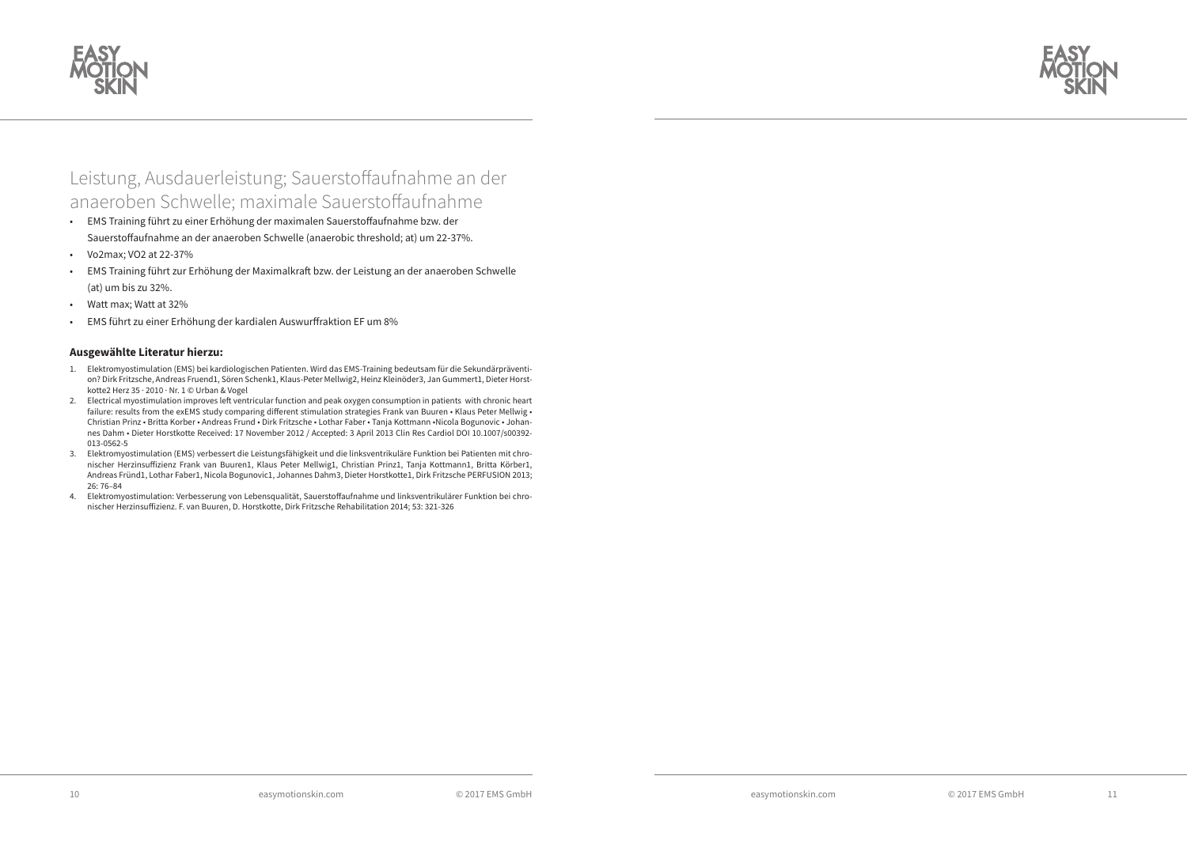## Leistung, Ausdauerleistung; Sauerstoffaufnahme an der anaeroben Schwelle; maximale Sauerstoffaufnahme

- EMS Training führt zu einer Erhöhung der maximalen Sauerstoffaufnahme bzw. der Sauerstoffaufnahme an der anaeroben Schwelle (anaerobic threshold; at) um 22-37%.
- Vo2max; VO2 at 22-37%
- EMS Training führt zur Erhöhung der Maximalkraft bzw. der Leistung an der anaeroben Schwelle (at) um bis zu 32%.
- Watt max; Watt at 32%
- EMS führt zu einer Erhöhung der kardialen Auswurffraktion EF um 8%

**Ausgewählte Literatur hierzu:**

1. Elektromyostimulation (EMS) bei kardiologischen Patienten. Wird das EMS-Training bedeutsam für die Sekundärprävention? Dirk Fritzsche, Andreas Fruend1, Sören Schenk1, Klaus-Peter Mellwig2, Heinz Kleinöder3, Jan Gummert1, Dieter Horstkotte2 Herz 35 · 2010 · Nr. 1 © Urban & Vogel
2. Electrical myostimulation improves left ventricular function and peak oxygen consumption in patients with chronic heart failure: results from the exEMS study comparing different stimulation strategies Frank van Buuren • Klaus Peter Mellwig • Christian Prinz • Britta Korber • Andreas Frund • Dirk Fritzsche • Lothar Faber • Tanja Kottmann •Nicola Bogunovic • Johannes Dahm • Dieter Horstkotte Received: 17 November 2012 / Accepted: 3 April 2013 Clin Res Cardiol DOI 10.1007/s00392-013-0562-5
3. Elektromyostimulation (EMS) verbessert die Leistungsfähigkeit und die linksventrikuläre Funktion bei Patienten mit chronischer Herzinsuffizienz Frank van Buuren1, Klaus Peter Mellwig1, Christian Prinz1, Tanja Kottmann1, Britta Körber1, Andreas Fründ1, Lothar Faber1, Nicola Bogunovic1, Johannes Dahm3, Dieter Horstkotte1, Dirk Fritzsche PERFUSION 2013; 26: 76–84
4. Elektromyostimulation: Verbesserung von Lebensqualität, Sauerstoffaufnahme und linksventrikulärer Funktion bei chronischer Herzinsuffizienz. F. van Buuren, D. Horstkotte, Dirk Fritzsche Rehabilitation 2014; 53: 321-326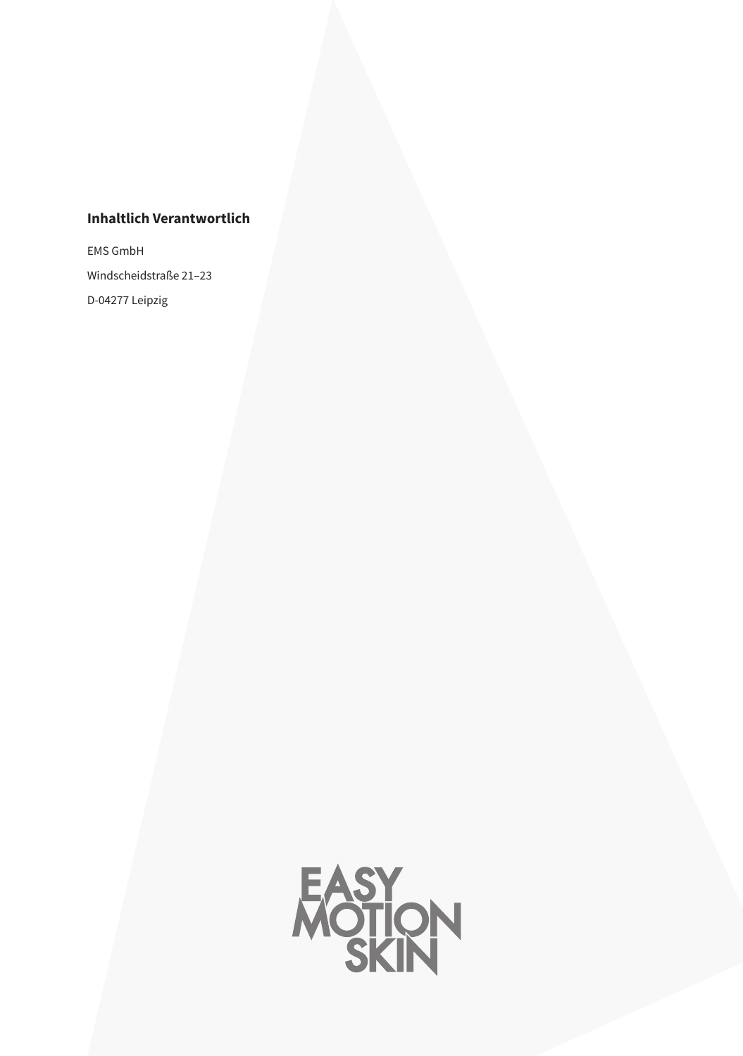**Inhaltlich Verantwortlich**

EMS GmbH

Windscheidstraße 21–23

D-04277 Leipzig

EASY
MOTION
SKIN